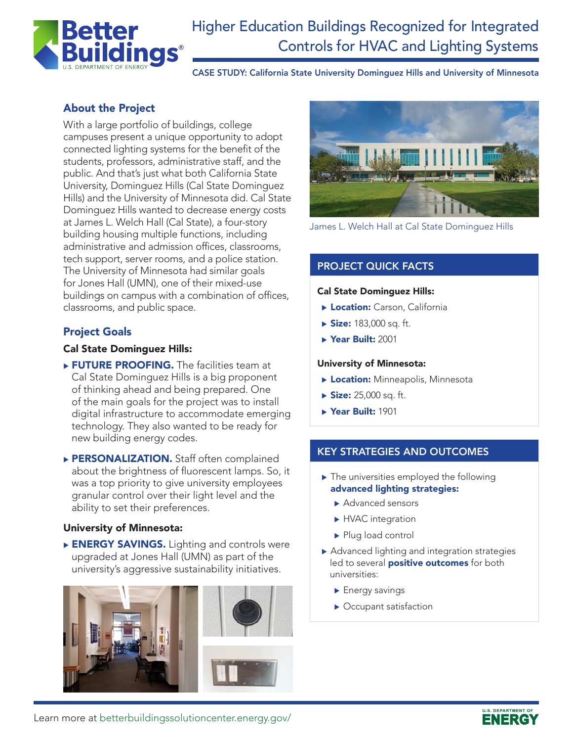# Higher Education Buildings Recognized for Integrated Controls for HVAC and Lighting Systems

**CASE STUDY: California State University Dominguez Hills and University of Minnesota**

## About the Project

With a large portfolio of buildings, college campuses present a unique opportunity to adopt connected lighting systems for the benefit of the students, professors, administrative staff, and the public. And that's just what both California State University, Dominguez Hills (Cal State Dominguez Hills) and the University of Minnesota did. Cal State Dominguez Hills wanted to decrease energy costs at James L. Welch Hall (Cal State), a four-story building housing multiple functions, including administrative and admission offices, classrooms, tech support, server rooms, and a police station. The University of Minnesota had similar goals for Jones Hall (UMN), one of their mixed-use buildings on campus with a combination of offices, classrooms, and public space.

## Project Goals

### Cal State Dominguez Hills:

- **FUTURE PROOFING.** The facilities team at Cal State Dominguez Hills is a big proponent of thinking ahead and being prepared. One of the main goals for the project was to install digital infrastructure to accommodate emerging technology. They also wanted to be ready for new building energy codes.
- **PERSONALIZATION.** Staff often complained about the brightness of fluorescent lamps. So, it was a top priority to give university employees granular control over their light level and the ability to set their preferences.

### University of Minnesota:

- **ENERGY SAVINGS.** Lighting and controls were upgraded at Jones Hall (UMN) as part of the university's aggressive sustainability initiatives.

James L. Welch Hall at Cal State Dominguez Hills

## PROJECT QUICK FACTS

**Cal State Dominguez Hills:**

- **Location:** Carson, California
- **Size:** 183,000 sq. ft.
- **Year Built:** 2001

**University of Minnesota:**

- **Location:** Minneapolis, Minnesota
- **Size:** 25,000 sq. ft.
- **Year Built:** 1901

## KEY STRATEGIES AND OUTCOMES

- The universities employed the following **advanced lighting strategies:**
  - Advanced sensors
  - HVAC integration
  - Plug load control
- Advanced lighting and integration strategies led to several **positive outcomes** for both universities:
  - Energy savings
  - Occupant satisfaction

Learn more at betterbuildingssolutioncenter.energy.gov/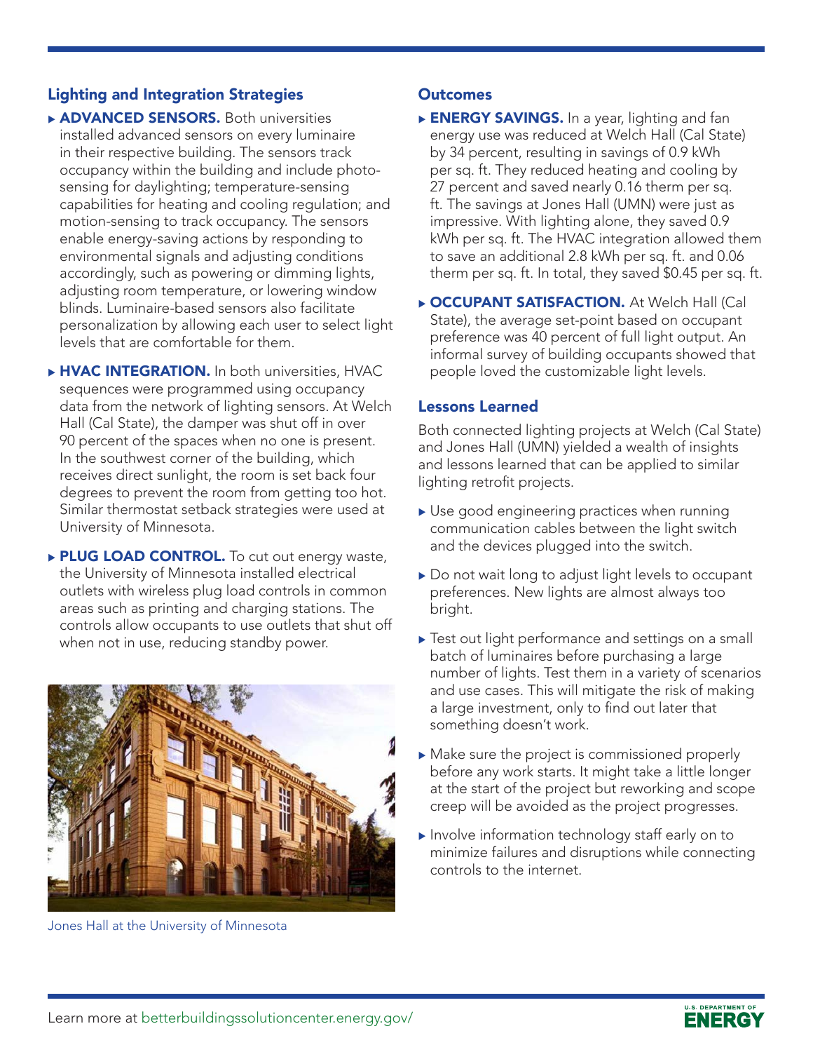## Lighting and Integration Strategies

- **ADVANCED SENSORS.** Both universities installed advanced sensors on every luminaire in their respective building. The sensors track occupancy within the building and include photo-sensing for daylighting; temperature-sensing capabilities for heating and cooling regulation; and motion-sensing to track occupancy. The sensors enable energy-saving actions by responding to environmental signals and adjusting conditions accordingly, such as powering or dimming lights, adjusting room temperature, or lowering window blinds. Luminaire-based sensors also facilitate personalization by allowing each user to select light levels that are comfortable for them.
- **HVAC INTEGRATION.** In both universities, HVAC sequences were programmed using occupancy data from the network of lighting sensors. At Welch Hall (Cal State), the damper was shut off in over 90 percent of the spaces when no one is present. In the southwest corner of the building, which receives direct sunlight, the room is set back four degrees to prevent the room from getting too hot. Similar thermostat setback strategies were used at University of Minnesota.
- **PLUG LOAD CONTROL.** To cut out energy waste, the University of Minnesota installed electrical outlets with wireless plug load controls in common areas such as printing and charging stations. The controls allow occupants to use outlets that shut off when not in use, reducing standby power.

Jones Hall at the University of Minnesota

## Outcomes

- **ENERGY SAVINGS.** In a year, lighting and fan energy use was reduced at Welch Hall (Cal State) by 34 percent, resulting in savings of 0.9 kWh per sq. ft. They reduced heating and cooling by 27 percent and saved nearly 0.16 therm per sq. ft. The savings at Jones Hall (UMN) were just as impressive. With lighting alone, they saved 0.9 kWh per sq. ft. The HVAC integration allowed them to save an additional 2.8 kWh per sq. ft. and 0.06 therm per sq. ft. In total, they saved $0.45 per sq. ft.
- **OCCUPANT SATISFACTION.** At Welch Hall (Cal State), the average set-point based on occupant preference was 40 percent of full light output. An informal survey of building occupants showed that people loved the customizable light levels.

## Lessons Learned

Both connected lighting projects at Welch (Cal State) and Jones Hall (UMN) yielded a wealth of insights and lessons learned that can be applied to similar lighting retrofit projects.

- Use good engineering practices when running communication cables between the light switch and the devices plugged into the switch.
- Do not wait long to adjust light levels to occupant preferences. New lights are almost always too bright.
- Test out light performance and settings on a small batch of luminaires before purchasing a large number of lights. Test them in a variety of scenarios and use cases. This will mitigate the risk of making a large investment, only to find out later that something doesn't work.
- Make sure the project is commissioned properly before any work starts. It might take a little longer at the start of the project but reworking and scope creep will be avoided as the project progresses.
- Involve information technology staff early on to minimize failures and disruptions while connecting controls to the internet.

Learn more at betterbuildingssolutioncenter.energy.gov/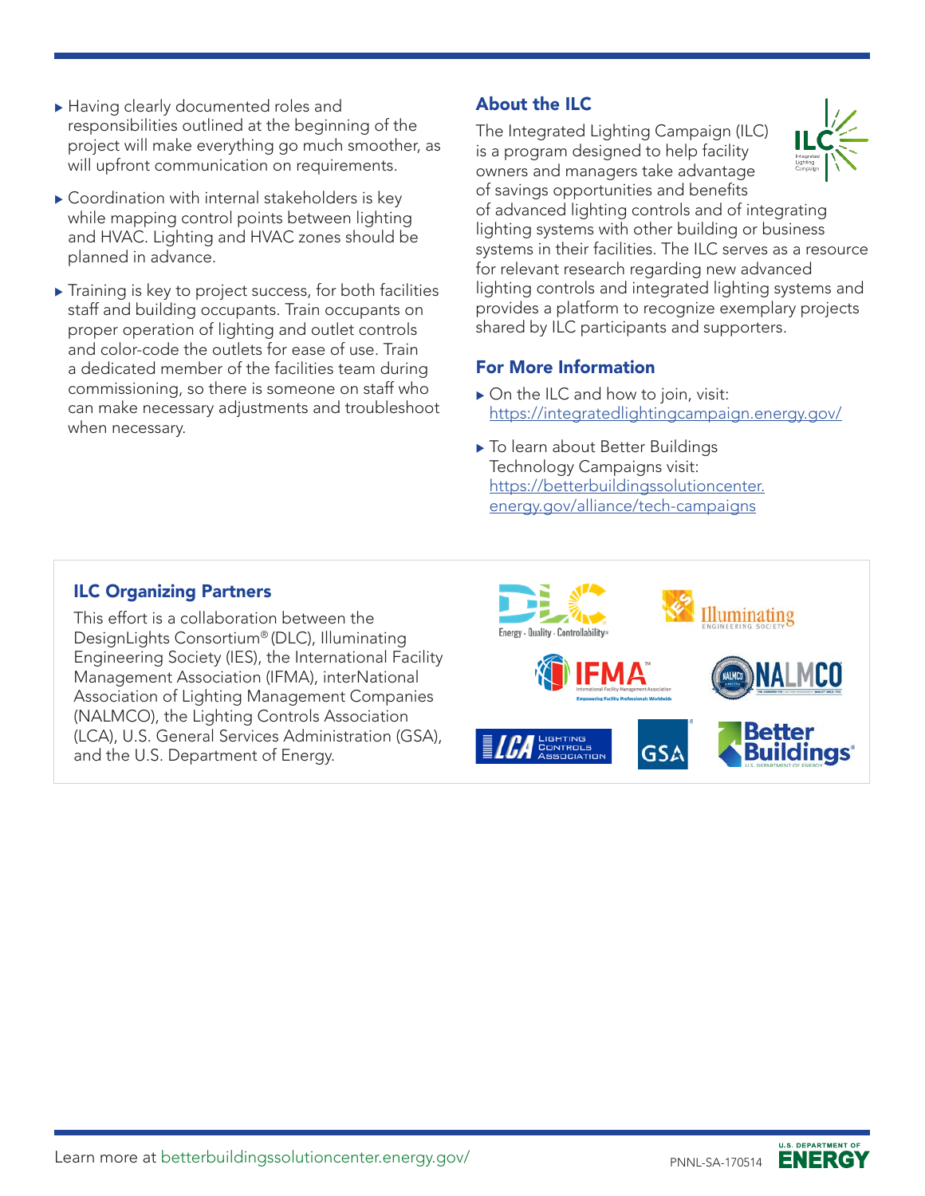- Having clearly documented roles and responsibilities outlined at the beginning of the project will make everything go much smoother, as will upfront communication on requirements.
- Coordination with internal stakeholders is key while mapping control points between lighting and HVAC. Lighting and HVAC zones should be planned in advance.
- Training is key to project success, for both facilities staff and building occupants. Train occupants on proper operation of lighting and outlet controls and color-code the outlets for ease of use. Train a dedicated member of the facilities team during commissioning, so there is someone on staff who can make necessary adjustments and troubleshoot when necessary.

## About the ILC

The Integrated Lighting Campaign (ILC) is a program designed to help facility owners and managers take advantage of savings opportunities and benefits of advanced lighting controls and of integrating lighting systems with other building or business systems in their facilities. The ILC serves as a resource for relevant research regarding new advanced lighting controls and integrated lighting systems and provides a platform to recognize exemplary projects shared by ILC participants and supporters.

## For More Information

- On the ILC and how to join, visit: https://integratedlightingcampaign.energy.gov/
- To learn about Better Buildings Technology Campaigns visit: https://betterbuildingssolutioncenter.energy.gov/alliance/tech-campaigns

## ILC Organizing Partners

This effort is a collaboration between the DesignLights Consortium® (DLC), Illuminating Engineering Society (IES), the International Facility Management Association (IFMA), interNational Association of Lighting Management Companies (NALMCO), the Lighting Controls Association (LCA), U.S. General Services Administration (GSA), and the U.S. Department of Energy.

Learn more at betterbuildingssolutioncenter.energy.gov/

PNNL-SA-170514